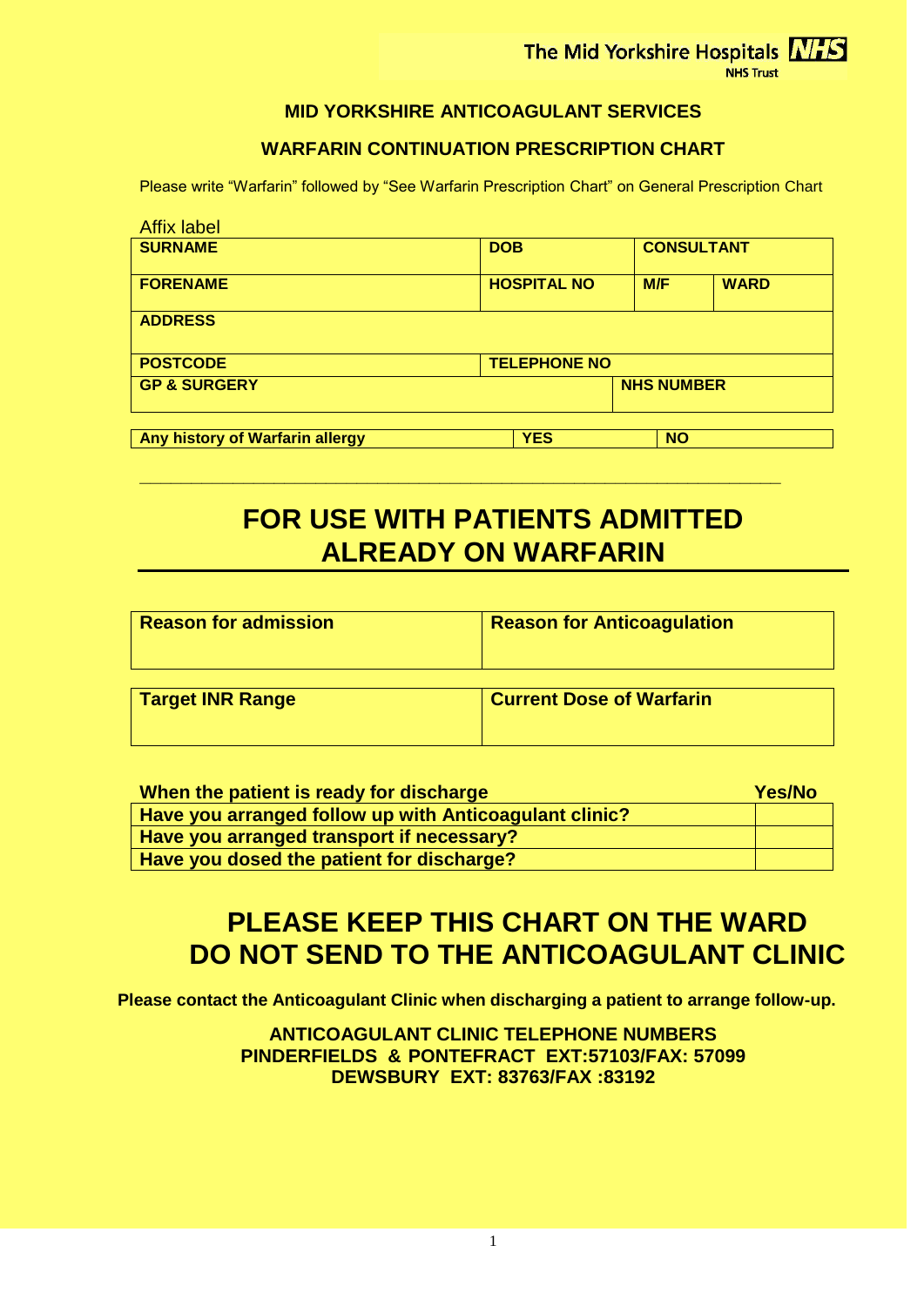The Mid Yorkshire Hospitals NHS Trust

## MID YORKSHIRE ANTICOAGULANT SERVICES

## WARFARIN CONTINUATION PRESCRIPTION CHART

Please write "Warfarin" followed by "See Warfarin Prescription Chart" on General Prescription Chart

Affix label

| **SURNAME** | **DOB** | **CONSULTANT** | |
|---|---|---|---|
| **FORENAME** | **HOSPITAL NO** | **M/F** | **WARD** |
| **ADDRESS** | | | |
| **POSTCODE** | **TELEPHONE NO** | | |
| **GP & SURGERY** | | **NHS NUMBER** | |

| **Any history of Warfarin allergy** | **YES** | **NO** |
|---|---|---|

---

# FOR USE WITH PATIENTS ADMITTED ALREADY ON WARFARIN

| **Reason for admission** | **Reason for Anticoagulation** |
|---|---|
| | |

| **Target INR Range** | **Current Dose of Warfarin** |
|---|---|
| | |

| **When the patient is ready for discharge** | **Yes/No** |
|---|---|
| **Have you arranged follow up with Anticoagulant clinic?** | |
| **Have you arranged transport if necessary?** | |
| **Have you dosed the patient for discharge?** | |

# PLEASE KEEP THIS CHART ON THE WARD DO NOT SEND TO THE ANTICOAGULANT CLINIC

**Please contact the Anticoagulant Clinic when discharging a patient to arrange follow-up.**

**ANTICOAGULANT CLINIC TELEPHONE NUMBERS**
**PINDERFIELDS & PONTEFRACT EXT:57103/FAX: 57099**
**DEWSBURY EXT: 83763/FAX :83192**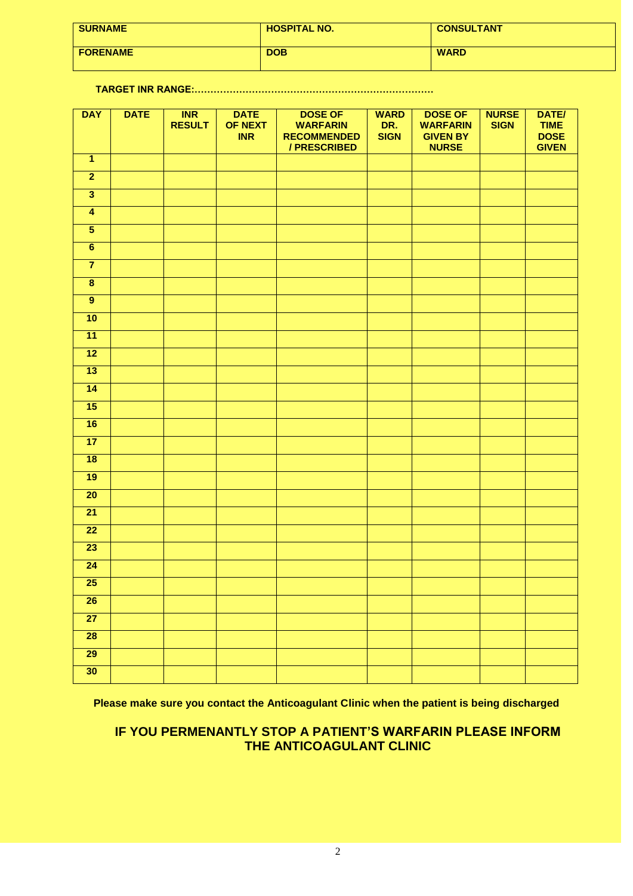| SURNAME | HOSPITAL NO. | CONSULTANT |
|---|---|---|
| FORENAME | DOB | WARD |

**TARGET INR RANGE:…………………………………………………………………**

| DAY | DATE | INR RESULT | DATE OF NEXT INR | DOSE OF WARFARIN RECOMMENDED / PRESCRIBED | WARD DR. SIGN | DOSE OF WARFARIN GIVEN BY NURSE | NURSE SIGN | DATE/ TIME DOSE GIVEN |
|---|---|---|---|---|---|---|---|---|
| 1 | | | | | | | | |
| 2 | | | | | | | | |
| 3 | | | | | | | | |
| 4 | | | | | | | | |
| 5 | | | | | | | | |
| 6 | | | | | | | | |
| 7 | | | | | | | | |
| 8 | | | | | | | | |
| 9 | | | | | | | | |
| 10 | | | | | | | | |
| 11 | | | | | | | | |
| 12 | | | | | | | | |
| 13 | | | | | | | | |
| 14 | | | | | | | | |
| 15 | | | | | | | | |
| 16 | | | | | | | | |
| 17 | | | | | | | | |
| 18 | | | | | | | | |
| 19 | | | | | | | | |
| 20 | | | | | | | | |
| 21 | | | | | | | | |
| 22 | | | | | | | | |
| 23 | | | | | | | | |
| 24 | | | | | | | | |
| 25 | | | | | | | | |
| 26 | | | | | | | | |
| 27 | | | | | | | | |
| 28 | | | | | | | | |
| 29 | | | | | | | | |
| 30 | | | | | | | | |

**Please make sure you contact the Anticoagulant Clinic when the patient is being discharged**

**IF YOU PERMENANTLY STOP A PATIENT'S WARFARIN PLEASE INFORM THE ANTICOAGULANT CLINIC**